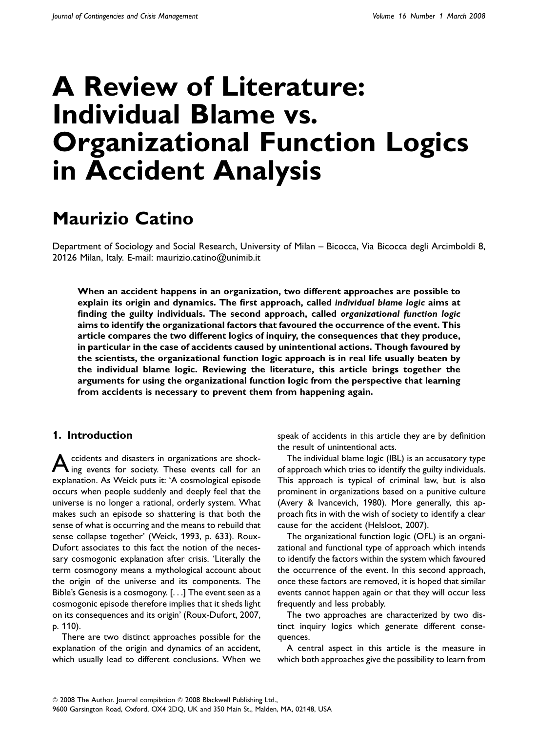# A Review of Literature: Individual Blame vs. Organizational Function Logics in Accident Analysis

## Maurizio Catino

Department of Sociology and Social Research, University of Milan – Bicocca, Via Bicocca degli Arcimboldi 8, 20126 Milan, Italy. E-mail: maurizio.catino@unimib.it

**When an accident happens in an organization, two different approaches are possible to explain its origin and dynamics. The first approach, called *individual blame logic* aims at finding the guilty individuals. The second approach, called *organizational function logic* aims to identify the organizational factors that favoured the occurrence of the event. This article compares the two different logics of inquiry, the consequences that they produce, in particular in the case of accidents caused by unintentional actions. Though favoured by the scientists, the organizational function logic approach is in real life usually beaten by the individual blame logic. Reviewing the literature, this article brings together the arguments for using the organizational function logic from the perspective that learning from accidents is necessary to prevent them from happening again.**

## 1. Introduction

Accidents and disasters in organizations are shocking events for society. These events call for an explanation. As Weick puts it: 'A cosmological episode occurs when people suddenly and deeply feel that the universe is no longer a rational, orderly system. What makes such an episode so shattering is that both the sense of what is occurring and the means to rebuild that sense collapse together' (Weick, 1993, p. 633). Roux-Dufort associates to this fact the notion of the necessary cosmogonic explanation after crisis. 'Literally the term cosmogony means a mythological account about the origin of the universe and its components. The Bible's Genesis is a cosmogony. [. . .] The event seen as a cosmogonic episode therefore implies that it sheds light on its consequences and its origin' (Roux-Dufort, 2007, p. 110).

There are two distinct approaches possible for the explanation of the origin and dynamics of an accident, which usually lead to different conclusions. When we speak of accidents in this article they are by definition the result of unintentional acts.

The individual blame logic (IBL) is an accusatory type of approach which tries to identify the guilty individuals. This approach is typical of criminal law, but is also prominent in organizations based on a punitive culture (Avery & Ivancevich, 1980). More generally, this approach fits in with the wish of society to identify a clear cause for the accident (Helsloot, 2007).

The organizational function logic (OFL) is an organizational and functional type of approach which intends to identify the factors within the system which favoured the occurrence of the event. In this second approach, once these factors are removed, it is hoped that similar events cannot happen again or that they will occur less frequently and less probably.

The two approaches are characterized by two distinct inquiry logics which generate different consequences.

A central aspect in this article is the measure in which both approaches give the possibility to learn from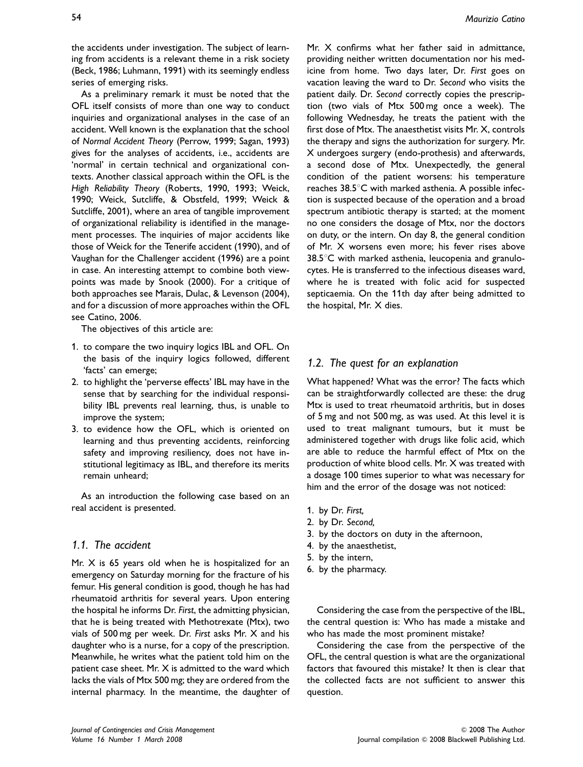the accidents under investigation. The subject of learning from accidents is a relevant theme in a risk society (Beck, 1986; Luhmann, 1991) with its seemingly endless series of emerging risks.

As a preliminary remark it must be noted that the OFL itself consists of more than one way to conduct inquiries and organizational analyses in the case of an accident. Well known is the explanation that the school of *Normal Accident Theory* (Perrow, 1999; Sagan, 1993) gives for the analyses of accidents, i.e., accidents are 'normal' in certain technical and organizational contexts. Another classical approach within the OFL is the *High Reliability Theory* (Roberts, 1990, 1993; Weick, 1990; Weick, Sutcliffe, & Obstfeld, 1999; Weick & Sutcliffe, 2001), where an area of tangible improvement of organizational reliability is identified in the management processes. The inquiries of major accidents like those of Weick for the Tenerife accident (1990), and of Vaughan for the Challenger accident (1996) are a point in case. An interesting attempt to combine both viewpoints was made by Snook (2000). For a critique of both approaches see Marais, Dulac, & Levenson (2004), and for a discussion of more approaches within the OFL see Catino, 2006.

The objectives of this article are:

1. to compare the two inquiry logics IBL and OFL. On the basis of the inquiry logics followed, different 'facts' can emerge;
2. to highlight the 'perverse effects' IBL may have in the sense that by searching for the individual responsibility IBL prevents real learning, thus, is unable to improve the system;
3. to evidence how the OFL, which is oriented on learning and thus preventing accidents, reinforcing safety and improving resiliency, does not have institutional legitimacy as IBL, and therefore its merits remain unheard;

As an introduction the following case based on an real accident is presented.

### 1.1. The accident

Mr. X is 65 years old when he is hospitalized for an emergency on Saturday morning for the fracture of his femur. His general condition is good, though he has had rheumatoid arthritis for several years. Upon entering the hospital he informs Dr. *First*, the admitting physician, that he is being treated with Methotrexate (Mtx), two vials of 500 mg per week. Dr. *First* asks Mr. X and his daughter who is a nurse, for a copy of the prescription. Meanwhile, he writes what the patient told him on the patient case sheet. Mr. X is admitted to the ward which lacks the vials of Mtx 500 mg; they are ordered from the internal pharmacy. In the meantime, the daughter of Mr. X confirms what her father said in admittance, providing neither written documentation nor his medicine from home. Two days later, Dr. *First* goes on vacation leaving the ward to Dr. *Second* who visits the patient daily. Dr. *Second* correctly copies the prescription (two vials of Mtx 500 mg once a week). The following Wednesday, he treats the patient with the first dose of Mtx. The anaesthetist visits Mr. X, controls the therapy and signs the authorization for surgery. Mr. X undergoes surgery (endo-prothesis) and afterwards, a second dose of Mtx. Unexpectedly, the general condition of the patient worsens: his temperature reaches 38.5°C with marked asthenia. A possible infection is suspected because of the operation and a broad spectrum antibiotic therapy is started; at the moment no one considers the dosage of Mtx, nor the doctors on duty, or the intern. On day 8, the general condition of Mr. X worsens even more; his fever rises above 38.5°C with marked asthenia, leucopenia and granulocytes. He is transferred to the infectious diseases ward, where he is treated with folic acid for suspected septicaemia. On the 11th day after being admitted to the hospital, Mr. X dies.

### 1.2. The quest for an explanation

What happened? What was the error? The facts which can be straightforwardly collected are these: the drug Mtx is used to treat rheumatoid arthritis, but in doses of 5 mg and not 500 mg, as was used. At this level it is used to treat malignant tumours, but it must be administered together with drugs like folic acid, which are able to reduce the harmful effect of Mtx on the production of white blood cells. Mr. X was treated with a dosage 100 times superior to what was necessary for him and the error of the dosage was not noticed:

1. by Dr. *First,*
2. by Dr. *Second,*
3. by the doctors on duty in the afternoon,
4. by the anaesthetist,
5. by the intern,
6. by the pharmacy.

Considering the case from the perspective of the IBL, the central question is: Who has made a mistake and who has made the most prominent mistake?

Considering the case from the perspective of the OFL, the central question is what are the organizational factors that favoured this mistake? It then is clear that the collected facts are not sufficient to answer this question.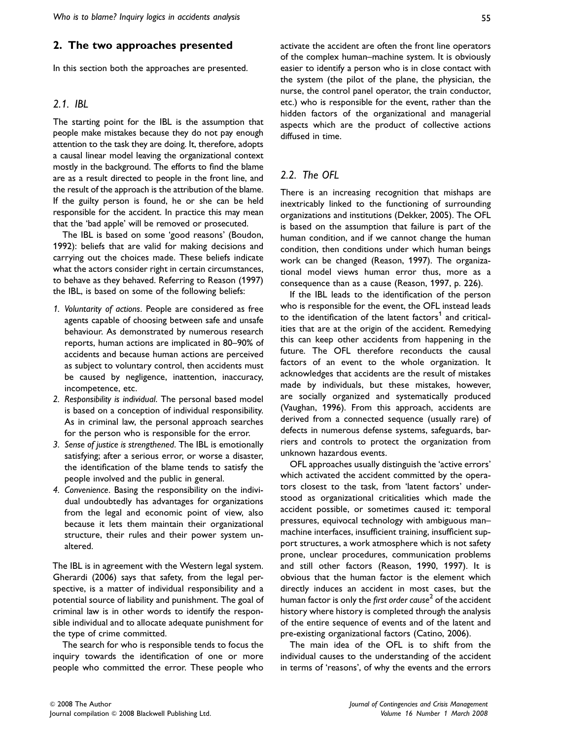## 2. The two approaches presented

In this section both the approaches are presented.

### 2.1. IBL

The starting point for the IBL is the assumption that people make mistakes because they do not pay enough attention to the task they are doing. It, therefore, adopts a causal linear model leaving the organizational context mostly in the background. The efforts to find the blame are as a result directed to people in the front line, and the result of the approach is the attribution of the blame. If the guilty person is found, he or she can be held responsible for the accident. In practice this may mean that the 'bad apple' will be removed or prosecuted.

The IBL is based on some 'good reasons' (Boudon, 1992): beliefs that are valid for making decisions and carrying out the choices made. These beliefs indicate what the actors consider right in certain circumstances, to behave as they behaved. Referring to Reason (1997) the IBL, is based on some of the following beliefs:

1. *Voluntarity of actions*. People are considered as free agents capable of choosing between safe and unsafe behaviour. As demonstrated by numerous research reports, human actions are implicated in 80–90% of accidents and because human actions are perceived as subject to voluntary control, then accidents must be caused by negligence, inattention, inaccuracy, incompetence, etc.
2. *Responsibility is individual*. The personal based model is based on a conception of individual responsibility. As in criminal law, the personal approach searches for the person who is responsible for the error.
3. *Sense of justice is strengthened*. The IBL is emotionally satisfying; after a serious error, or worse a disaster, the identification of the blame tends to satisfy the people involved and the public in general.
4. *Convenience*. Basing the responsibility on the individual undoubtedly has advantages for organizations from the legal and economic point of view, also because it lets them maintain their organizational structure, their rules and their power system unaltered.

The IBL is in agreement with the Western legal system. Gherardi (2006) says that safety, from the legal perspective, is a matter of individual responsibility and a potential source of liability and punishment. The goal of criminal law is in other words to identify the responsible individual and to allocate adequate punishment for the type of crime committed.

The search for who is responsible tends to focus the inquiry towards the identification of one or more people who committed the error. These people who activate the accident are often the front line operators of the complex human–machine system. It is obviously easier to identify a person who is in close contact with the system (the pilot of the plane, the physician, the nurse, the control panel operator, the train conductor, etc.) who is responsible for the event, rather than the hidden factors of the organizational and managerial aspects which are the product of collective actions diffused in time.

### 2.2. The OFL

There is an increasing recognition that mishaps are inextricably linked to the functioning of surrounding organizations and institutions (Dekker, 2005). The OFL is based on the assumption that failure is part of the human condition, and if we cannot change the human condition, then conditions under which human beings work can be changed (Reason, 1997). The organizational model views human error thus, more as a consequence than as a cause (Reason, 1997, p. 226).

If the IBL leads to the identification of the person who is responsible for the event, the OFL instead leads to the identification of the latent factors[1] and criticalities that are at the origin of the accident. Remedying this can keep other accidents from happening in the future. The OFL therefore reconducts the causal factors of an event to the whole organization. It acknowledges that accidents are the result of mistakes made by individuals, but these mistakes, however, are socially organized and systematically produced (Vaughan, 1996). From this approach, accidents are derived from a connected sequence (usually rare) of defects in numerous defense systems, safeguards, barriers and controls to protect the organization from unknown hazardous events.

OFL approaches usually distinguish the 'active errors' which activated the accident committed by the operators closest to the task, from 'latent factors' understood as organizational criticalities which made the accident possible, or sometimes caused it: temporal pressures, equivocal technology with ambiguous man–machine interfaces, insufficient training, insufficient support structures, a work atmosphere which is not safety prone, unclear procedures, communication problems and still other factors (Reason, 1990, 1997). It is obvious that the human factor is the element which directly induces an accident in most cases, but the human factor is only the *first order cause*[2] of the accident history where history is completed through the analysis of the entire sequence of events and of the latent and pre-existing organizational factors (Catino, 2006).

The main idea of the OFL is to shift from the individual causes to the understanding of the accident in terms of 'reasons', of why the events and the errors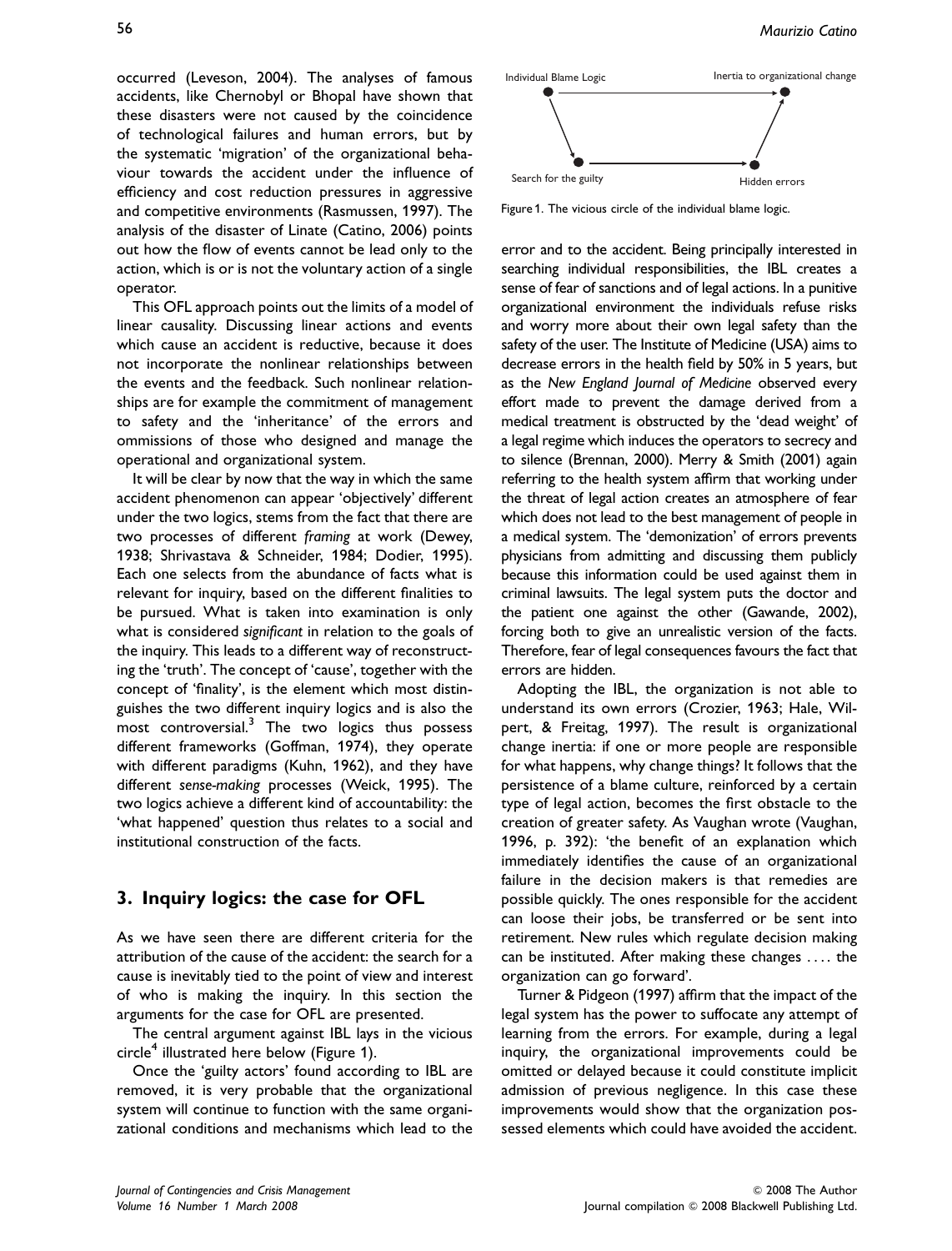occurred (Leveson, 2004). The analyses of famous accidents, like Chernobyl or Bhopal have shown that these disasters were not caused by the coincidence of technological failures and human errors, but by the systematic 'migration' of the organizational behaviour towards the accident under the influence of efficiency and cost reduction pressures in aggressive and competitive environments (Rasmussen, 1997). The analysis of the disaster of Linate (Catino, 2006) points out how the flow of events cannot be lead only to the action, which is or is not the voluntary action of a single operator.

This OFL approach points out the limits of a model of linear causality. Discussing linear actions and events which cause an accident is reductive, because it does not incorporate the nonlinear relationships between the events and the feedback. Such nonlinear relationships are for example the commitment of management to safety and the 'inheritance' of the errors and ommissions of those who designed and manage the operational and organizational system.

It will be clear by now that the way in which the same accident phenomenon can appear 'objectively' different under the two logics, stems from the fact that there are two processes of different *framing* at work (Dewey, 1938; Shrivastava & Schneider, 1984; Dodier, 1995). Each one selects from the abundance of facts what is relevant for inquiry, based on the different finalities to be pursued. What is taken into examination is only what is considered *significant* in relation to the goals of the inquiry. This leads to a different way of reconstructing the 'truth'. The concept of 'cause', together with the concept of 'finality', is the element which most distinguishes the two different inquiry logics and is also the most controversial.[3] The two logics thus possess different frameworks (Goffman, 1974), they operate with different paradigms (Kuhn, 1962), and they have different *sense-making* processes (Weick, 1995). The two logics achieve a different kind of accountability: the 'what happened' question thus relates to a social and institutional construction of the facts.

## 3. Inquiry logics: the case for OFL

As we have seen there are different criteria for the attribution of the cause of the accident: the search for a cause is inevitably tied to the point of view and interest of who is making the inquiry. In this section the arguments for the case for OFL are presented.

The central argument against IBL lays in the vicious circle[4] illustrated here below (Figure 1).

Once the 'guilty actors' found according to IBL are removed, it is very probable that the organizational system will continue to function with the same organizational conditions and mechanisms which lead to the error and to the accident. Being principally interested in searching individual responsibilities, the IBL creates a sense of fear of sanctions and of legal actions. In a punitive organizational environment the individuals refuse risks and worry more about their own legal safety than the safety of the user. The Institute of Medicine (USA) aims to decrease errors in the health field by 50% in 5 years, but as the *New England Journal of Medicine* observed every effort made to prevent the damage derived from a medical treatment is obstructed by the 'dead weight' of a legal regime which induces the operators to secrecy and to silence (Brennan, 2000). Merry & Smith (2001) again referring to the health system affirm that working under the threat of legal action creates an atmosphere of fear which does not lead to the best management of people in a medical system. The 'demonization' of errors prevents physicians from admitting and discussing them publicly because this information could be used against them in criminal lawsuits. The legal system puts the doctor and the patient one against the other (Gawande, 2002), forcing both to give an unrealistic version of the facts. Therefore, fear of legal consequences favours the fact that errors are hidden.

Individual Blame Logic → Search for the guilty → Hidden errors → Inertia to organizational change; Individual Blame Logic → Inertia to organizational change

Figure 1. The vicious circle of the individual blame logic.

Adopting the IBL, the organization is not able to understand its own errors (Crozier, 1963; Hale, Wilpert, & Freitag, 1997). The result is organizational change inertia: if one or more people are responsible for what happens, why change things? It follows that the persistence of a blame culture, reinforced by a certain type of legal action, becomes the first obstacle to the creation of greater safety. As Vaughan wrote (Vaughan, 1996, p. 392): 'the benefit of an explanation which immediately identifies the cause of an organizational failure in the decision makers is that remedies are possible quickly. The ones responsible for the accident can loose their jobs, be transferred or be sent into retirement. New rules which regulate decision making can be instituted. After making these changes .... the organization can go forward'.

Turner & Pidgeon (1997) affirm that the impact of the legal system has the power to suffocate any attempt of learning from the errors. For example, during a legal inquiry, the organizational improvements could be omitted or delayed because it could constitute implicit admission of previous negligence. In this case these improvements would show that the organization possessed elements which could have avoided the accident.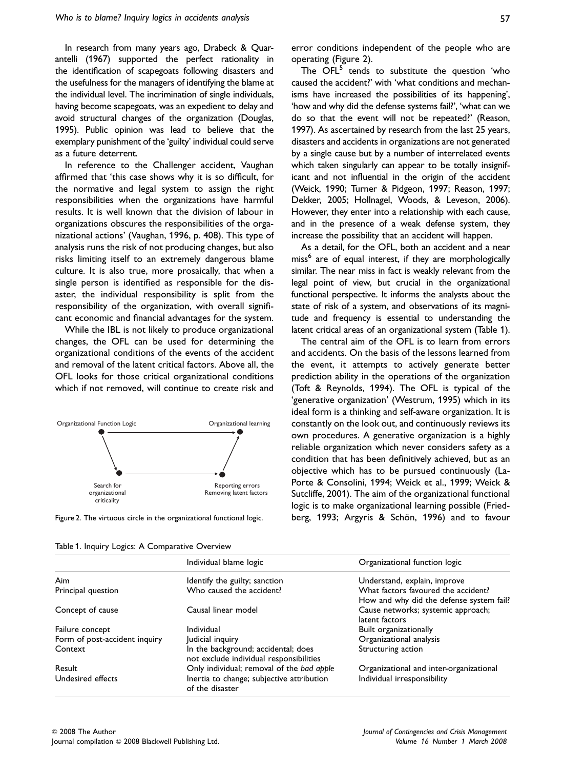In research from many years ago, Drabeck & Quarantelli (1967) supported the perfect rationality in the identification of scapegoats following disasters and the usefulness for the managers of identifying the blame at the individual level. The incrimination of single individuals, having become scapegoats, was an expedient to delay and avoid structural changes of the organization (Douglas, 1995). Public opinion was lead to believe that the exemplary punishment of the 'guilty' individual could serve as a future deterrent.

In reference to the Challenger accident, Vaughan affirmed that 'this case shows why it is so difficult, for the normative and legal system to assign the right responsibilities when the organizations have harmful results. It is well known that the division of labour in organizations obscures the responsibilities of the organizational actions' (Vaughan, 1996, p. 408). This type of analysis runs the risk of not producing changes, but also risks limiting itself to an extremely dangerous blame culture. It is also true, more prosaically, that when a single person is identified as responsible for the disaster, the individual responsibility is split from the responsibility of the organization, with overall significant economic and financial advantages for the system.

While the IBL is not likely to produce organizational changes, the OFL can be used for determining the organizational conditions of the events of the accident and removal of the latent critical factors. Above all, the OFL looks for those critical organizational conditions which if not removed, will continue to create risk and error conditions independent of the people who are operating (Figure 2).

Organizational Function Logic → Organizational learning; Search for organizational criticality → Reporting errors Removing latent factors

Figure 2. The virtuous circle in the organizational functional logic.

The OFL[5] tends to substitute the question 'who caused the accident?' with 'what conditions and mechanisms have increased the possibilities of its happening', 'how and why did the defense systems fail?', 'what can we do so that the event will not be repeated?' (Reason, 1997). As ascertained by research from the last 25 years, disasters and accidents in organizations are not generated by a single cause but by a number of interrelated events which taken singularly can appear to be totally insignificant and not influential in the origin of the accident (Weick, 1990; Turner & Pidgeon, 1997; Reason, 1997; Dekker, 2005; Hollnagel, Woods, & Leveson, 2006). However, they enter into a relationship with each cause, and in the presence of a weak defense system, they increase the possibility that an accident will happen.

As a detail, for the OFL, both an accident and a near miss[6] are of equal interest, if they are morphologically similar. The near miss in fact is weakly relevant from the legal point of view, but crucial in the organizational functional perspective. It informs the analysts about the state of risk of a system, and observations of its magnitude and frequency is essential to understanding the latent critical areas of an organizational system (Table 1).

The central aim of the OFL is to learn from errors and accidents. On the basis of the lessons learned from the event, it attempts to actively generate better prediction ability in the operations of the organization (Toft & Reynolds, 1994). The OFL is typical of the 'generative organization' (Westrum, 1995) which in its ideal form is a thinking and self-aware organization. It is constantly on the look out, and continuously reviews its own procedures. A generative organization is a highly reliable organization which never considers safety as a condition that has been definitively achieved, but as an objective which has to be pursued continuously (LaPorte & Consolini, 1994; Weick et al., 1999; Weick & Sutcliffe, 2001). The aim of the organizational functional logic is to make organizational learning possible (Friedberg, 1993; Argyris & Schön, 1996) and to favour

Table 1. Inquiry Logics: A Comparative Overview

| | Individual blame logic | Organizational function logic |
|---|---|---|
| Aim | Identify the guilty; sanction | Understand, explain, improve |
| Principal question | Who caused the accident? | What factors favoured the accident? How and why did the defense system fail? |
| Concept of cause | Causal linear model | Cause networks; systemic approach; latent factors |
| Failure concept | Individual | Built organizationally |
| Form of post-accident inquiry | Judicial inquiry | Organizational analysis |
| Context | In the background; accidental; does not exclude individual responsibilities | Structuring action |
| Result | Only individual; removal of the *bad apple* | Organizational and inter-organizational |
| Undesired effects | Inertia to change; subjective attribution of the disaster | Individual irresponsibility |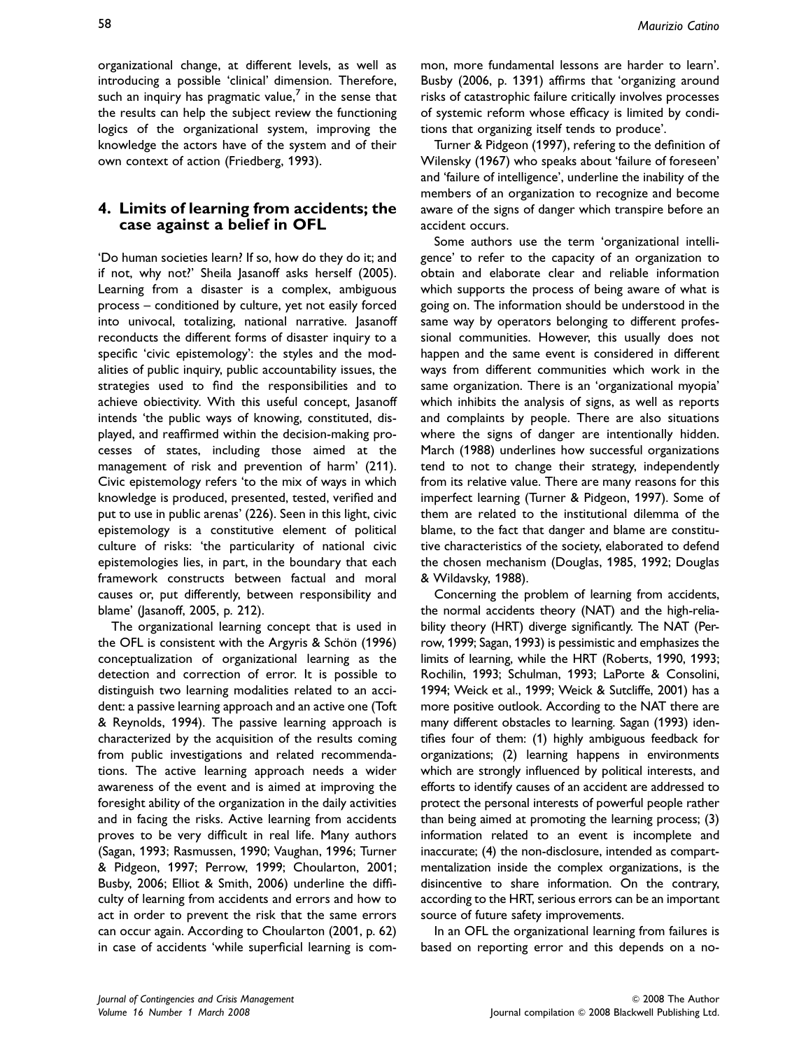organizational change, at different levels, as well as introducing a possible 'clinical' dimension. Therefore, such an inquiry has pragmatic value,[7] in the sense that the results can help the subject review the functioning logics of the organizational system, improving the knowledge the actors have of the system and of their own context of action (Friedberg, 1993).

## 4. Limits of learning from accidents; the case against a belief in OFL

'Do human societies learn? If so, how do they do it; and if not, why not?' Sheila Jasanoff asks herself (2005). Learning from a disaster is a complex, ambiguous process – conditioned by culture, yet not easily forced into univocal, totalizing, national narrative. Jasanoff reconducts the different forms of disaster inquiry to a specific 'civic epistemology': the styles and the modalities of public inquiry, public accountability issues, the strategies used to find the responsibilities and to achieve obiectivity. With this useful concept, Jasanoff intends 'the public ways of knowing, constituted, displayed, and reaffirmed within the decision-making processes of states, including those aimed at the management of risk and prevention of harm' (211). Civic epistemology refers 'to the mix of ways in which knowledge is produced, presented, tested, verified and put to use in public arenas' (226). Seen in this light, civic epistemology is a constitutive element of political culture of risks: 'the particularity of national civic epistemologies lies, in part, in the boundary that each framework constructs between factual and moral causes or, put differently, between responsibility and blame' (Jasanoff, 2005, p. 212).

The organizational learning concept that is used in the OFL is consistent with the Argyris & Schön (1996) conceptualization of organizational learning as the detection and correction of error. It is possible to distinguish two learning modalities related to an accident: a passive learning approach and an active one (Toft & Reynolds, 1994). The passive learning approach is characterized by the acquisition of the results coming from public investigations and related recommendations. The active learning approach needs a wider awareness of the event and is aimed at improving the foresight ability of the organization in the daily activities and in facing the risks. Active learning from accidents proves to be very difficult in real life. Many authors (Sagan, 1993; Rasmussen, 1990; Vaughan, 1996; Turner & Pidgeon, 1997; Perrow, 1999; Choularton, 2001; Busby, 2006; Elliot & Smith, 2006) underline the difficulty of learning from accidents and errors and how to act in order to prevent the risk that the same errors can occur again. According to Choularton (2001, p. 62) in case of accidents 'while superficial learning is common, more fundamental lessons are harder to learn'. Busby (2006, p. 1391) affirms that 'organizing around risks of catastrophic failure critically involves processes of systemic reform whose efficacy is limited by conditions that organizing itself tends to produce'.

Turner & Pidgeon (1997), refering to the definition of Wilensky (1967) who speaks about 'failure of foreseen' and 'failure of intelligence', underline the inability of the members of an organization to recognize and become aware of the signs of danger which transpire before an accident occurs.

Some authors use the term 'organizational intelligence' to refer to the capacity of an organization to obtain and elaborate clear and reliable information which supports the process of being aware of what is going on. The information should be understood in the same way by operators belonging to different professional communities. However, this usually does not happen and the same event is considered in different ways from different communities which work in the same organization. There is an 'organizational myopia' which inhibits the analysis of signs, as well as reports and complaints by people. There are also situations where the signs of danger are intentionally hidden. March (1988) underlines how successful organizations tend to not to change their strategy, independently from its relative value. There are many reasons for this imperfect learning (Turner & Pidgeon, 1997). Some of them are related to the institutional dilemma of the blame, to the fact that danger and blame are constitutive characteristics of the society, elaborated to defend the chosen mechanism (Douglas, 1985, 1992; Douglas & Wildavsky, 1988).

Concerning the problem of learning from accidents, the normal accidents theory (NAT) and the high-reliability theory (HRT) diverge significantly. The NAT (Perrow, 1999; Sagan, 1993) is pessimistic and emphasizes the limits of learning, while the HRT (Roberts, 1990, 1993; Rochilin, 1993; Schulman, 1993; LaPorte & Consolini, 1994; Weick et al., 1999; Weick & Sutcliffe, 2001) has a more positive outlook. According to the NAT there are many different obstacles to learning. Sagan (1993) identifies four of them: (1) highly ambiguous feedback for organizations; (2) learning happens in environments which are strongly influenced by political interests, and efforts to identify causes of an accident are addressed to protect the personal interests of powerful people rather than being aimed at promoting the learning process; (3) information related to an event is incomplete and inaccurate; (4) the non-disclosure, intended as compartmentalization inside the complex organizations, is the disincentive to share information. On the contrary, according to the HRT, serious errors can be an important source of future safety improvements.

In an OFL the organizational learning from failures is based on reporting error and this depends on a no-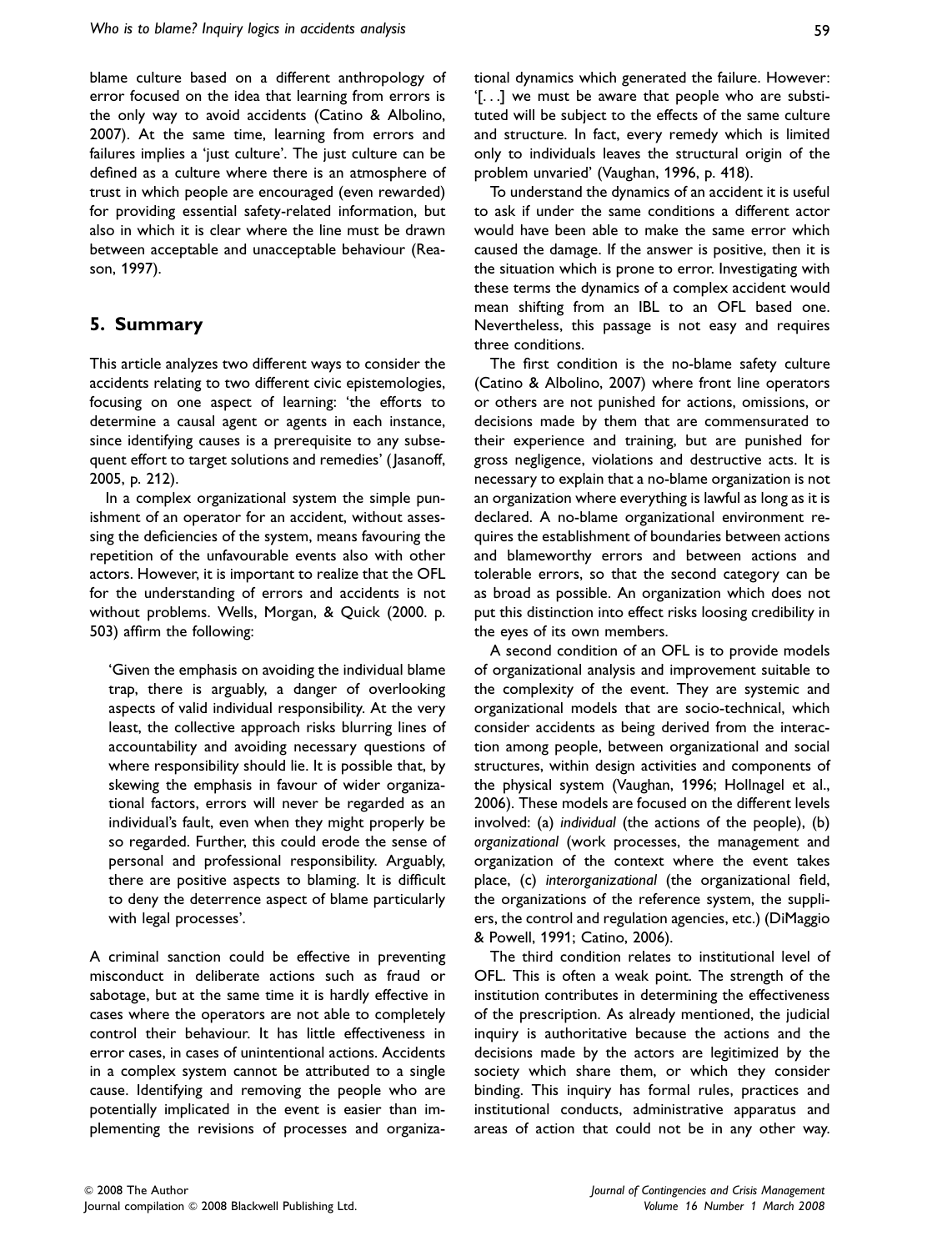blame culture based on a different anthropology of error focused on the idea that learning from errors is the only way to avoid accidents (Catino & Albolino, 2007). At the same time, learning from errors and failures implies a 'just culture'. The just culture can be defined as a culture where there is an atmosphere of trust in which people are encouraged (even rewarded) for providing essential safety-related information, but also in which it is clear where the line must be drawn between acceptable and unacceptable behaviour (Reason, 1997).

## 5. Summary

This article analyzes two different ways to consider the accidents relating to two different civic epistemologies, focusing on one aspect of learning: 'the efforts to determine a causal agent or agents in each instance, since identifying causes is a prerequisite to any subsequent effort to target solutions and remedies' (Jasanoff, 2005, p. 212).

In a complex organizational system the simple punishment of an operator for an accident, without assessing the deficiencies of the system, means favouring the repetition of the unfavourable events also with other actors. However, it is important to realize that the OFL for the understanding of errors and accidents is not without problems. Wells, Morgan, & Quick (2000. p. 503) affirm the following:

> 'Given the emphasis on avoiding the individual blame trap, there is arguably, a danger of overlooking aspects of valid individual responsibility. At the very least, the collective approach risks blurring lines of accountability and avoiding necessary questions of where responsibility should lie. It is possible that, by skewing the emphasis in favour of wider organizational factors, errors will never be regarded as an individual's fault, even when they might properly be so regarded. Further, this could erode the sense of personal and professional responsibility. Arguably, there are positive aspects to blaming. It is difficult to deny the deterrence aspect of blame particularly with legal processes'.

A criminal sanction could be effective in preventing misconduct in deliberate actions such as fraud or sabotage, but at the same time it is hardly effective in cases where the operators are not able to completely control their behaviour. It has little effectiveness in error cases, in cases of unintentional actions. Accidents in a complex system cannot be attributed to a single cause. Identifying and removing the people who are potentially implicated in the event is easier than implementing the revisions of processes and organizational dynamics which generated the failure. However: '[...] we must be aware that people who are substituted will be subject to the effects of the same culture and structure. In fact, every remedy which is limited only to individuals leaves the structural origin of the problem unvaried' (Vaughan, 1996, p. 418).

To understand the dynamics of an accident it is useful to ask if under the same conditions a different actor would have been able to make the same error which caused the damage. If the answer is positive, then it is the situation which is prone to error. Investigating with these terms the dynamics of a complex accident would mean shifting from an IBL to an OFL based one. Nevertheless, this passage is not easy and requires three conditions.

The first condition is the no-blame safety culture (Catino & Albolino, 2007) where front line operators or others are not punished for actions, omissions, or decisions made by them that are commensurated to their experience and training, but are punished for gross negligence, violations and destructive acts. It is necessary to explain that a no-blame organization is not an organization where everything is lawful as long as it is declared. A no-blame organizational environment requires the establishment of boundaries between actions and blameworthy errors and between actions and tolerable errors, so that the second category can be as broad as possible. An organization which does not put this distinction into effect risks loosing credibility in the eyes of its own members.

A second condition of an OFL is to provide models of organizational analysis and improvement suitable to the complexity of the event. They are systemic and organizational models that are socio-technical, which consider accidents as being derived from the interaction among people, between organizational and social structures, within design activities and components of the physical system (Vaughan, 1996; Hollnagel et al., 2006). These models are focused on the different levels involved: (a) *individual* (the actions of the people), (b) *organizational* (work processes, the management and organization of the context where the event takes place, (c) *interorganizational* (the organizational field, the organizations of the reference system, the suppliers, the control and regulation agencies, etc.) (DiMaggio & Powell, 1991; Catino, 2006).

The third condition relates to institutional level of OFL. This is often a weak point. The strength of the institution contributes in determining the effectiveness of the prescription. As already mentioned, the judicial inquiry is authoritative because the actions and the decisions made by the actors are legitimized by the society which share them, or which they consider binding. This inquiry has formal rules, practices and institutional conducts, administrative apparatus and areas of action that could not be in any other way.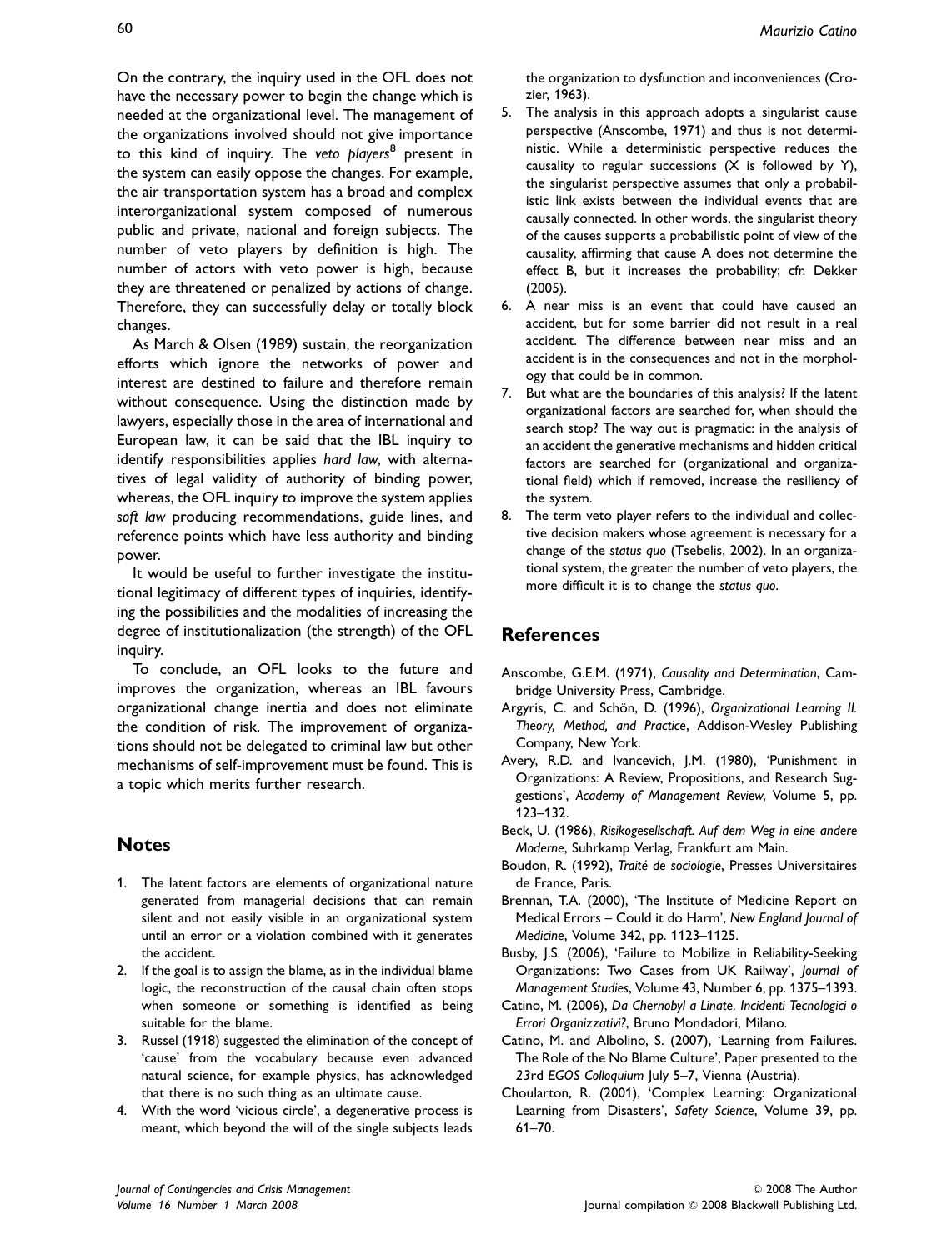On the contrary, the inquiry used in the OFL does not have the necessary power to begin the change which is needed at the organizational level. The management of the organizations involved should not give importance to this kind of inquiry. The *veto players*[8] present in the system can easily oppose the changes. For example, the air transportation system has a broad and complex interorganizational system composed of numerous public and private, national and foreign subjects. The number of veto players by definition is high. The number of actors with veto power is high, because they are threatened or penalized by actions of change. Therefore, they can successfully delay or totally block changes.

As March & Olsen (1989) sustain, the reorganization efforts which ignore the networks of power and interest are destined to failure and therefore remain without consequence. Using the distinction made by lawyers, especially those in the area of international and European law, it can be said that the IBL inquiry to identify responsibilities applies *hard law*, with alternatives of legal validity of authority of binding power, whereas, the OFL inquiry to improve the system applies *soft law* producing recommendations, guide lines, and reference points which have less authority and binding power.

It would be useful to further investigate the institutional legitimacy of different types of inquiries, identifying the possibilities and the modalities of increasing the degree of institutionalization (the strength) of the OFL inquiry.

To conclude, an OFL looks to the future and improves the organization, whereas an IBL favours organizational change inertia and does not eliminate the condition of risk. The improvement of organizations should not be delegated to criminal law but other mechanisms of self-improvement must be found. This is a topic which merits further research.

## Notes

1. The latent factors are elements of organizational nature generated from managerial decisions that can remain silent and not easily visible in an organizational system until an error or a violation combined with it generates the accident.
2. If the goal is to assign the blame, as in the individual blame logic, the reconstruction of the causal chain often stops when someone or something is identified as being suitable for the blame.
3. Russel (1918) suggested the elimination of the concept of 'cause' from the vocabulary because even advanced natural science, for example physics, has acknowledged that there is no such thing as an ultimate cause.
4. With the word 'vicious circle', a degenerative process is meant, which beyond the will of the single subjects leads the organization to dysfunction and inconveniences (Crozier, 1963).
5. The analysis in this approach adopts a singularist cause perspective (Anscombe, 1971) and thus is not deterministic. While a deterministic perspective reduces the causality to regular successions (X is followed by Y), the singularist perspective assumes that only a probabilistic link exists between the individual events that are causally connected. In other words, the singularist theory of the causes supports a probabilistic point of view of the causality, affirming that cause A does not determine the effect B, but it increases the probability; cfr. Dekker (2005).
6. A near miss is an event that could have caused an accident, but for some barrier did not result in a real accident. The difference between near miss and an accident is in the consequences and not in the morphology that could be in common.
7. But what are the boundaries of this analysis? If the latent organizational factors are searched for, when should the search stop? The way out is pragmatic: in the analysis of an accident the generative mechanisms and hidden critical factors are searched for (organizational and organizational field) which if removed, increase the resiliency of the system.
8. The term veto player refers to the individual and collective decision makers whose agreement is necessary for a change of the *status quo* (Tsebelis, 2002). In an organizational system, the greater the number of veto players, the more difficult it is to change the *status quo*.

## References

Anscombe, G.E.M. (1971), *Causality and Determination*, Cambridge University Press, Cambridge.

Argyris, C. and Schön, D. (1996), *Organizational Learning II. Theory, Method, and Practice*, Addison-Wesley Publishing Company, New York.

Avery, R.D. and Ivancevich, J.M. (1980), 'Punishment in Organizations: A Review, Propositions, and Research Suggestions', *Academy of Management Review*, Volume 5, pp. 123–132.

Beck, U. (1986), *Risikogesellschaft. Auf dem Weg in eine andere Moderne*, Suhrkamp Verlag, Frankfurt am Main.

Boudon, R. (1992), *Traité de sociologie*, Presses Universitaires de France, Paris.

Brennan, T.A. (2000), 'The Institute of Medicine Report on Medical Errors – Could it do Harm', *New England Journal of Medicine*, Volume 342, pp. 1123–1125.

Busby, J.S. (2006), 'Failure to Mobilize in Reliability-Seeking Organizations: Two Cases from UK Railway', *Journal of Management Studies*, Volume 43, Number 6, pp. 1375–1393.

Catino, M. (2006), *Da Chernobyl a Linate. Incidenti Tecnologici o Errori Organizzativi?*, Bruno Mondadori, Milano.

Catino, M. and Albolino, S. (2007), 'Learning from Failures. The Role of the No Blame Culture', Paper presented to the *23rd EGOS Colloquium* July 5–7, Vienna (Austria).

Choularton, R. (2001), 'Complex Learning: Organizational Learning from Disasters', *Safety Science*, Volume 39, pp. 61–70.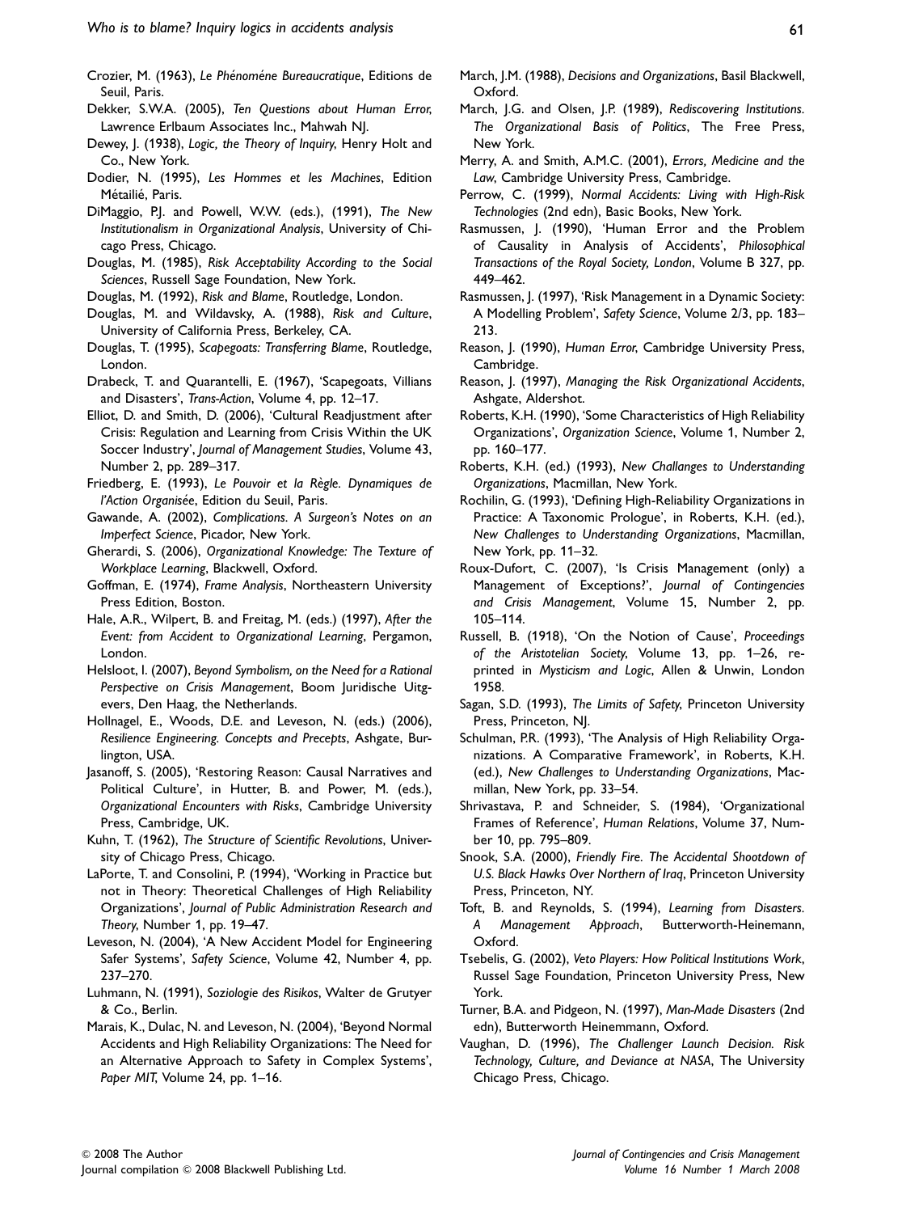Crozier, M. (1963), *Le Phénoméne Bureaucratique*, Editions de Seuil, Paris.

Dekker, S.W.A. (2005), *Ten Questions about Human Error*, Lawrence Erlbaum Associates Inc., Mahwah NJ.

Dewey, J. (1938), *Logic, the Theory of Inquiry*, Henry Holt and Co., New York.

Dodier, N. (1995), *Les Hommes et les Machines*, Edition Métailié, Paris.

DiMaggio, P.J. and Powell, W.W. (eds.), (1991), *The New Institutionalism in Organizational Analysis*, University of Chicago Press, Chicago.

Douglas, M. (1985), *Risk Acceptability According to the Social Sciences*, Russell Sage Foundation, New York.

Douglas, M. (1992), *Risk and Blame*, Routledge, London.

Douglas, M. and Wildavsky, A. (1988), *Risk and Culture*, University of California Press, Berkeley, CA.

Douglas, T. (1995), *Scapegoats: Transferring Blame*, Routledge, London.

Drabeck, T. and Quarantelli, E. (1967), 'Scapegoats, Villians and Disasters', *Trans-Action*, Volume 4, pp. 12–17.

Elliot, D. and Smith, D. (2006), 'Cultural Readjustment after Crisis: Regulation and Learning from Crisis Within the UK Soccer Industry', *Journal of Management Studies*, Volume 43, Number 2, pp. 289–317.

Friedberg, E. (1993), *Le Pouvoir et la Règle. Dynamiques de l'Action Organisée*, Edition du Seuil, Paris.

Gawande, A. (2002), *Complications. A Surgeon's Notes on an Imperfect Science*, Picador, New York.

Gherardi, S. (2006), *Organizational Knowledge: The Texture of Workplace Learning*, Blackwell, Oxford.

Goffman, E. (1974), *Frame Analysis*, Northeastern University Press Edition, Boston.

Hale, A.R., Wilpert, B. and Freitag, M. (eds.) (1997), *After the Event: from Accident to Organizational Learning*, Pergamon, London.

Helsloot, I. (2007), *Beyond Symbolism, on the Need for a Rational Perspective on Crisis Management*, Boom Juridische Uitgevers, Den Haag, the Netherlands.

Hollnagel, E., Woods, D.E. and Leveson, N. (eds.) (2006), *Resilience Engineering. Concepts and Precepts*, Ashgate, Burlington, USA.

Jasanoff, S. (2005), 'Restoring Reason: Causal Narratives and Political Culture', in Hutter, B. and Power, M. (eds.), *Organizational Encounters with Risks*, Cambridge University Press, Cambridge, UK.

Kuhn, T. (1962), *The Structure of Scientific Revolutions*, University of Chicago Press, Chicago.

LaPorte, T. and Consolini, P. (1994), 'Working in Practice but not in Theory: Theoretical Challenges of High Reliability Organizations', *Journal of Public Administration Research and Theory*, Number 1, pp. 19–47.

Leveson, N. (2004), 'A New Accident Model for Engineering Safer Systems', *Safety Science*, Volume 42, Number 4, pp. 237–270.

Luhmann, N. (1991), *Soziologie des Risikos*, Walter de Grutyer & Co., Berlin.

Marais, K., Dulac, N. and Leveson, N. (2004), 'Beyond Normal Accidents and High Reliability Organizations: The Need for an Alternative Approach to Safety in Complex Systems', *Paper MIT*, Volume 24, pp. 1–16.

March, J.M. (1988), *Decisions and Organizations*, Basil Blackwell, Oxford.

March, J.G. and Olsen, J.P. (1989), *Rediscovering Institutions. The Organizational Basis of Politics*, The Free Press, New York.

Merry, A. and Smith, A.M.C. (2001), *Errors, Medicine and the Law*, Cambridge University Press, Cambridge.

Perrow, C. (1999), *Normal Accidents: Living with High-Risk Technologies* (2nd edn), Basic Books, New York.

Rasmussen, J. (1990), 'Human Error and the Problem of Causality in Analysis of Accidents', *Philosophical Transactions of the Royal Society, London*, Volume B 327, pp. 449–462.

Rasmussen, J. (1997), 'Risk Management in a Dynamic Society: A Modelling Problem', *Safety Science*, Volume 2/3, pp. 183–213.

Reason, J. (1990), *Human Error*, Cambridge University Press, Cambridge.

Reason, J. (1997), *Managing the Risk Organizational Accidents*, Ashgate, Aldershot.

Roberts, K.H. (1990), 'Some Characteristics of High Reliability Organizations', *Organization Science*, Volume 1, Number 2, pp. 160–177.

Roberts, K.H. (ed.) (1993), *New Challanges to Understanding Organizations*, Macmillan, New York.

Rochilin, G. (1993), 'Defining High-Reliability Organizations in Practice: A Taxonomic Prologue', in Roberts, K.H. (ed.), *New Challenges to Understanding Organizations*, Macmillan, New York, pp. 11–32.

Roux-Dufort, C. (2007), 'Is Crisis Management (only) a Management of Exceptions?', *Journal of Contingencies and Crisis Management*, Volume 15, Number 2, pp. 105–114.

Russell, B. (1918), 'On the Notion of Cause', *Proceedings of the Aristotelian Society*, Volume 13, pp. 1–26, reprinted in *Mysticism and Logic*, Allen & Unwin, London 1958.

Sagan, S.D. (1993), *The Limits of Safety*, Princeton University Press, Princeton, NJ.

Schulman, P.R. (1993), 'The Analysis of High Reliability Organizations. A Comparative Framework', in Roberts, K.H. (ed.), *New Challenges to Understanding Organizations*, Macmillan, New York, pp. 33–54.

Shrivastava, P. and Schneider, S. (1984), 'Organizational Frames of Reference', *Human Relations*, Volume 37, Number 10, pp. 795–809.

Snook, S.A. (2000), *Friendly Fire. The Accidental Shootdown of U.S. Black Hawks Over Northern of Iraq*, Princeton University Press, Princeton, NY.

Toft, B. and Reynolds, S. (1994), *Learning from Disasters. A Management Approach*, Butterworth-Heinemann, Oxford.

Tsebelis, G. (2002), *Veto Players: How Political Institutions Work*, Russel Sage Foundation, Princeton University Press, New York.

Turner, B.A. and Pidgeon, N. (1997), *Man-Made Disasters* (2nd edn), Butterworth Heinemmann, Oxford.

Vaughan, D. (1996), *The Challenger Launch Decision. Risk Technology, Culture, and Deviance at NASA*, The University Chicago Press, Chicago.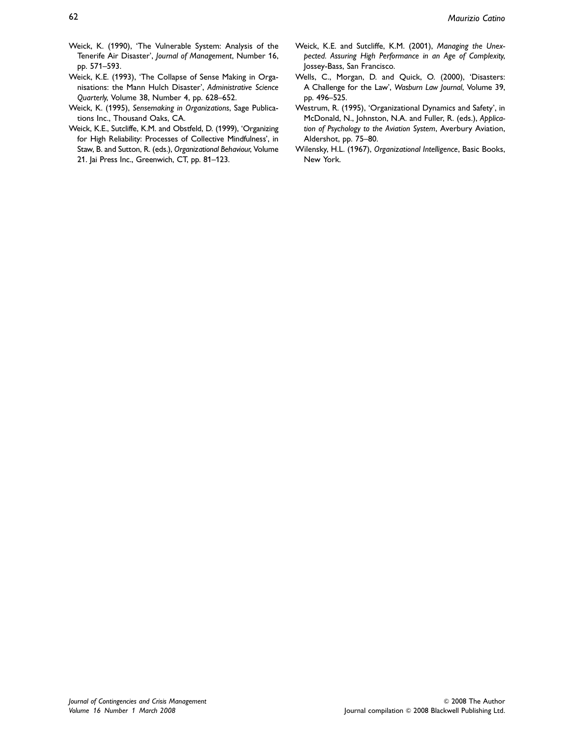Weick, K. (1990), 'The Vulnerable System: Analysis of the Tenerife Air Disaster', *Journal of Management*, Number 16, pp. 571–593.

Weick, K.E. (1993), 'The Collapse of Sense Making in Organisations: the Mann Hulch Disaster', *Administrative Science Quarterly*, Volume 38, Number 4, pp. 628–652.

Weick, K. (1995), *Sensemaking in Organizations*, Sage Publications Inc., Thousand Oaks, CA.

Weick, K.E., Sutcliffe, K.M. and Obstfeld, D. (1999), 'Organizing for High Reliability: Processes of Collective Mindfulness', in Staw, B. and Sutton, R. (eds.), *Organizational Behaviour*, Volume 21. Jai Press Inc., Greenwich, CT, pp. 81–123.

Weick, K.E. and Sutcliffe, K.M. (2001), *Managing the Unexpected. Assuring High Performance in an Age of Complexity*, Jossey-Bass, San Francisco.

Wells, C., Morgan, D. and Quick, O. (2000), 'Disasters: A Challenge for the Law', *Wasburn Law Journal*, Volume 39, pp. 496–525.

Westrum, R. (1995), 'Organizational Dynamics and Safety', in McDonald, N., Johnston, N.A. and Fuller, R. (eds.), *Application of Psychology to the Aviation System*, Averbury Aviation, Aldershot, pp. 75–80.

Wilensky, H.L. (1967), *Organizational Intelligence*, Basic Books, New York.